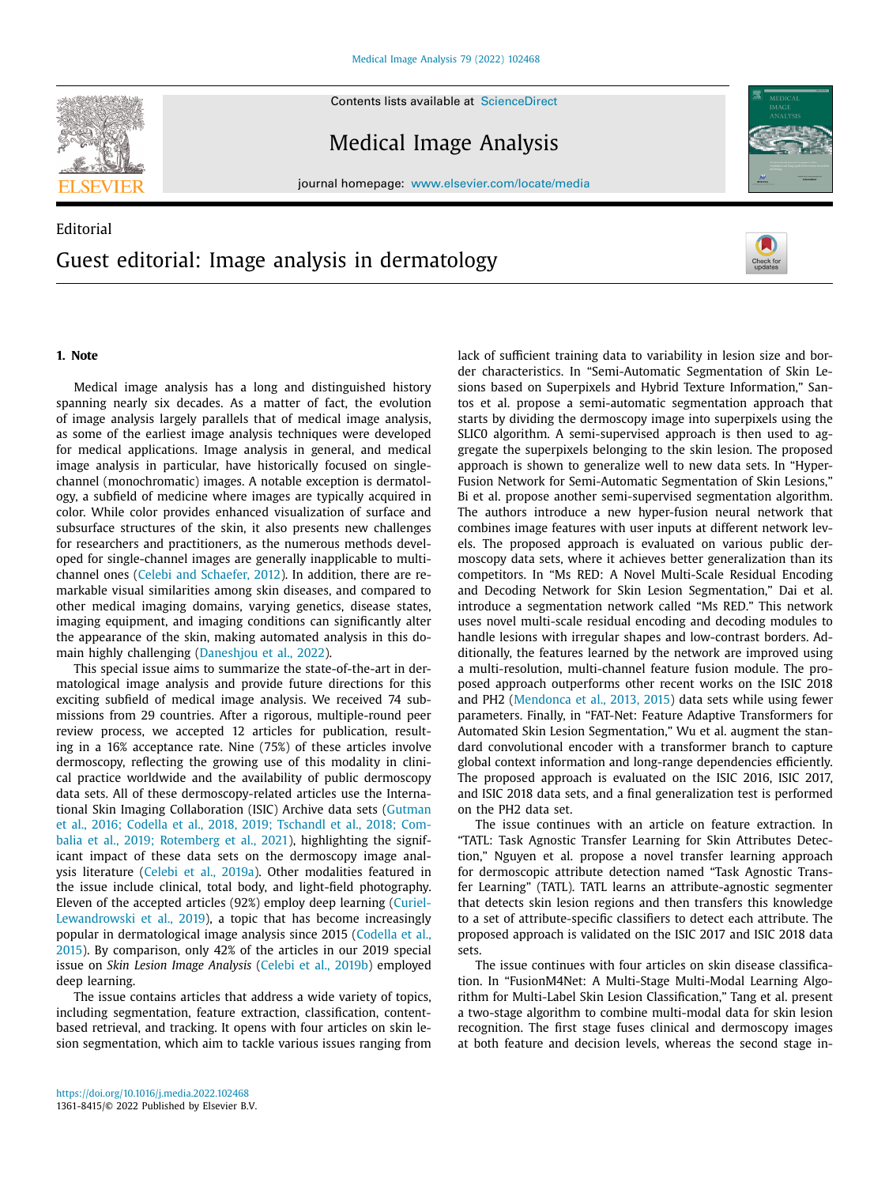Editorial

# Guest editorial: Image analysis in dermatology

## 1. Note

Medical image analysis has a long and distinguished history spanning nearly six decades. As a matter of fact, the evolution of image analysis largely parallels that of medical image analysis, as some of the earliest image analysis techniques were developed for medical applications. Image analysis in general, and medical image analysis in particular, have historically focused on single-channel (monochromatic) images. A notable exception is dermatology, a subfield of medicine where images are typically acquired in color. While color provides enhanced visualization of surface and subsurface structures of the skin, it also presents new challenges for researchers and practitioners, as the numerous methods developed for single-channel images are generally inapplicable to multi-channel ones (Celebi and Schaefer, 2012). In addition, there are remarkable visual similarities among skin diseases, and compared to other medical imaging domains, varying genetics, disease states, imaging equipment, and imaging conditions can significantly alter the appearance of the skin, making automated analysis in this domain highly challenging (Daneshjou et al., 2022).

This special issue aims to summarize the state-of-the-art in dermatological image analysis and provide future directions for this exciting subfield of medical image analysis. We received 74 submissions from 29 countries. After a rigorous, multiple-round peer review process, we accepted 12 articles for publication, resulting in a 16% acceptance rate. Nine (75%) of these articles involve dermoscopy, reflecting the growing use of this modality in clinical practice worldwide and the availability of public dermoscopy data sets. All of these dermoscopy-related articles use the International Skin Imaging Collaboration (ISIC) Archive data sets (Gutman et al., 2016; Codella et al., 2018, 2019; Tschandl et al., 2018; Combalia et al., 2019; Rotemberg et al., 2021), highlighting the significant impact of these data sets on the dermoscopy image analysis literature (Celebi et al., 2019a). Other modalities featured in the issue include clinical, total body, and light-field photography. Eleven of the accepted articles (92%) employ deep learning (Curiel-Lewandrowski et al., 2019), a topic that has become increasingly popular in dermatological image analysis since 2015 (Codella et al., 2015). By comparison, only 42% of the articles in our 2019 special issue on *Skin Lesion Image Analysis* (Celebi et al., 2019b) employed deep learning.

The issue contains articles that address a wide variety of topics, including segmentation, feature extraction, classification, content-based retrieval, and tracking. It opens with four articles on skin lesion segmentation, which aim to tackle various issues ranging from lack of sufficient training data to variability in lesion size and border characteristics. In "Semi-Automatic Segmentation of Skin Lesions based on Superpixels and Hybrid Texture Information," Santos et al. propose a semi-automatic segmentation approach that starts by dividing the dermoscopy image into superpixels using the SLICO algorithm. A semi-supervised approach is then used to aggregate the superpixels belonging to the skin lesion. The proposed approach is shown to generalize well to new data sets. In "Hyper-Fusion Network for Semi-Automatic Segmentation of Skin Lesions," Bi et al. propose another semi-supervised segmentation algorithm. The authors introduce a new hyper-fusion neural network that combines image features with user inputs at different network levels. The proposed approach is evaluated on various public dermoscopy data sets, where it achieves better generalization than its competitors. In "Ms RED: A Novel Multi-Scale Residual Encoding and Decoding Network for Skin Lesion Segmentation," Dai et al. introduce a segmentation network called "Ms RED." This network uses novel multi-scale residual encoding and decoding modules to handle lesions with irregular shapes and low-contrast borders. Additionally, the features learned by the network are improved using a multi-resolution, multi-channel feature fusion module. The proposed approach outperforms other recent works on the ISIC 2018 and PH2 (Mendonca et al., 2013, 2015) data sets while using fewer parameters. Finally, in "FAT-Net: Feature Adaptive Transformers for Automated Skin Lesion Segmentation," Wu et al. augment the standard convolutional encoder with a transformer branch to capture global context information and long-range dependencies efficiently. The proposed approach is evaluated on the ISIC 2016, ISIC 2017, and ISIC 2018 data sets, and a final generalization test is performed on the PH2 data set.

The issue continues with an article on feature extraction. In "TATL: Task Agnostic Transfer Learning for Skin Attributes Detection," Nguyen et al. propose a novel transfer learning approach for dermoscopic attribute detection named "Task Agnostic Transfer Learning" (TATL). TATL learns an attribute-agnostic segmenter that detects skin lesion regions and then transfers this knowledge to a set of attribute-specific classifiers to detect each attribute. The proposed approach is validated on the ISIC 2017 and ISIC 2018 data sets.

The issue continues with four articles on skin disease classification. In "FusionM4Net: A Multi-Stage Multi-Modal Learning Algorithm for Multi-Label Skin Lesion Classification," Tang et al. present a two-stage algorithm to combine multi-modal data for skin lesion recognition. The first stage fuses clinical and dermoscopy images at both feature and decision levels, whereas the second stage in-

https://doi.org/10.1016/j.media.2022.102468
1361-8415/© 2022 Published by Elsevier B.V.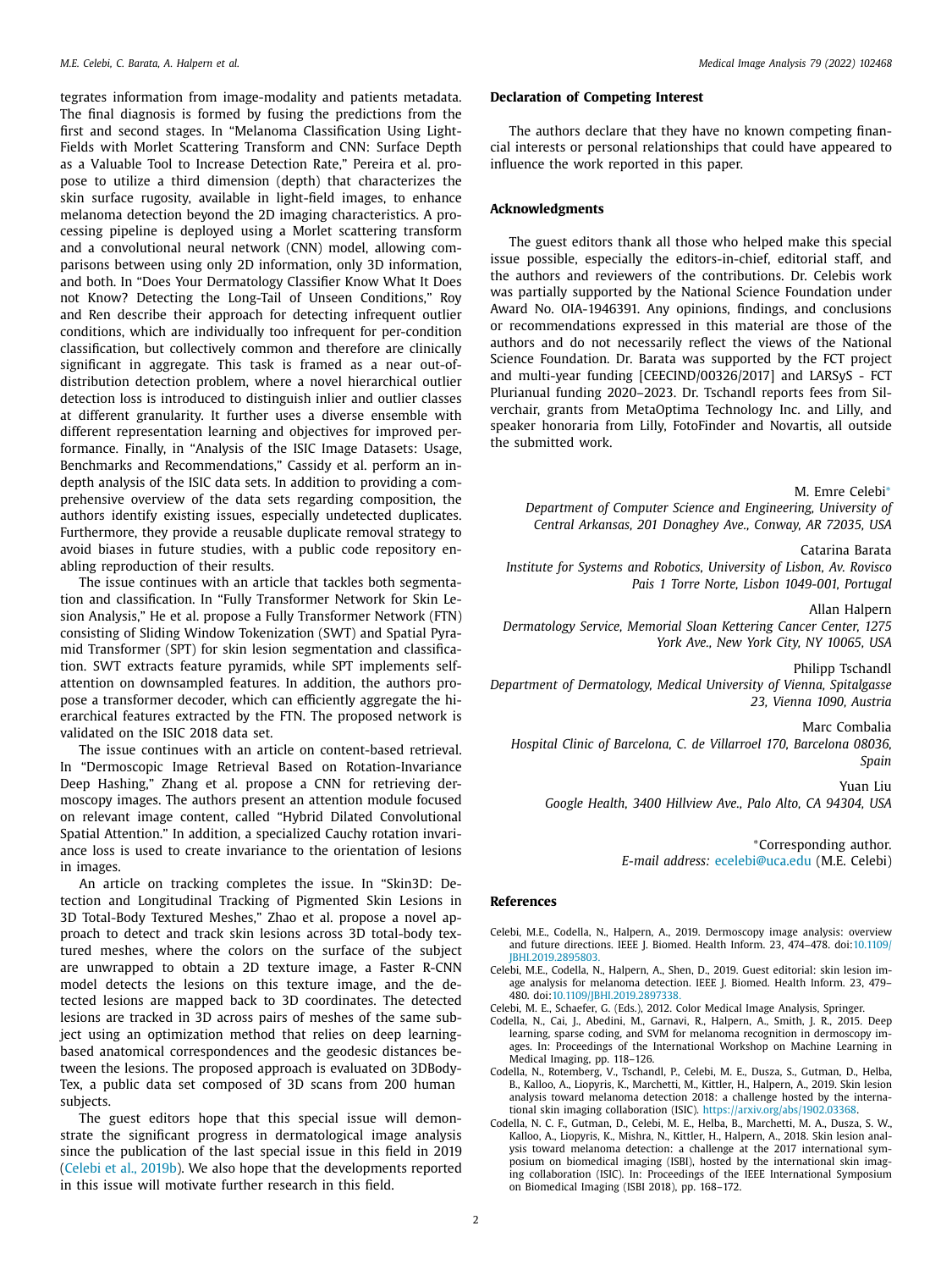tegrates information from image-modality and patients metadata. The final diagnosis is formed by fusing the predictions from the first and second stages. In "Melanoma Classification Using Light-Fields with Morlet Scattering Transform and CNN: Surface Depth as a Valuable Tool to Increase Detection Rate," Pereira et al. propose to utilize a third dimension (depth) that characterizes the skin surface rugosity, available in light-field images, to enhance melanoma detection beyond the 2D imaging characteristics. A processing pipeline is deployed using a Morlet scattering transform and a convolutional neural network (CNN) model, allowing comparisons between using only 2D information, only 3D information, and both. In "Does Your Dermatology Classifier Know What It Does not Know? Detecting the Long-Tail of Unseen Conditions," Roy and Ren describe their approach for detecting infrequent outlier conditions, which are individually too infrequent for per-condition classification, but collectively common and therefore are clinically significant in aggregate. This task is framed as a near out-of-distribution detection problem, where a novel hierarchical outlier detection loss is introduced to distinguish inlier and outlier classes at different granularity. It further uses a diverse ensemble with different representation learning and objectives for improved performance. Finally, in "Analysis of the ISIC Image Datasets: Usage, Benchmarks and Recommendations," Cassidy et al. perform an in-depth analysis of the ISIC data sets. In addition to providing a comprehensive overview of the data sets regarding composition, the authors identify existing issues, especially undetected duplicates. Furthermore, they provide a reusable duplicate removal strategy to avoid biases in future studies, with a public code repository enabling reproduction of their results.

The issue continues with an article that tackles both segmentation and classification. In "Fully Transformer Network for Skin Lesion Analysis," He et al. propose a Fully Transformer Network (FTN) consisting of Sliding Window Tokenization (SWT) and Spatial Pyramid Transformer (SPT) for skin lesion segmentation and classification. SWT extracts feature pyramids, while SPT implements self-attention on downsampled features. In addition, the authors propose a transformer decoder, which can efficiently aggregate the hierarchical features extracted by the FTN. The proposed network is validated on the ISIC 2018 data set.

The issue continues with an article on content-based retrieval. In "Dermoscopic Image Retrieval Based on Rotation-Invariance Deep Hashing," Zhang et al. propose a CNN for retrieving dermoscopy images. The authors present an attention module focused on relevant image content, called "Hybrid Dilated Convolutional Spatial Attention." In addition, a specialized Cauchy rotation invariance loss is used to create invariance to the orientation of lesions in images.

An article on tracking completes the issue. In "Skin3D: Detection and Longitudinal Tracking of Pigmented Skin Lesions in 3D Total-Body Textured Meshes," Zhao et al. propose a novel approach to detect and track skin lesions across 3D total-body textured meshes, where the colors on the surface of the subject are unwrapped to obtain a 2D texture image, a Faster R-CNN model detects the lesions on this texture image, and the detected lesions are mapped back to 3D coordinates. The detected lesions are tracked in 3D across pairs of meshes of the same subject using an optimization method that relies on deep learning-based anatomical correspondences and the geodesic distances between the lesions. The proposed approach is evaluated on 3DBodyTex, a public data set composed of 3D scans from 200 human subjects.

The guest editors hope that this special issue will demonstrate the significant progress in dermatological image analysis since the publication of the last special issue in this field in 2019 (Celebi et al., 2019b). We also hope that the developments reported in this issue will motivate further research in this field.

## Declaration of Competing Interest

The authors declare that they have no known competing financial interests or personal relationships that could have appeared to influence the work reported in this paper.

## Acknowledgments

The guest editors thank all those who helped make this special issue possible, especially the editors-in-chief, editorial staff, and the authors and reviewers of the contributions. Dr. Celebis work was partially supported by the National Science Foundation under Award No. OIA-1946391. Any opinions, findings, and conclusions or recommendations expressed in this material are those of the authors and do not necessarily reflect the views of the National Science Foundation. Dr. Barata was supported by the FCT project and multi-year funding [CEECIND/00326/2017] and LARSyS - FCT Plurianual funding 2020–2023. Dr. Tschandl reports fees from Silverchair, grants from MetaOptima Technology Inc. and Lilly, and speaker honoraria from Lilly, FotoFinder and Novartis, all outside the submitted work.

M. Emre Celebi*
*Department of Computer Science and Engineering, University of Central Arkansas, 201 Donaghey Ave., Conway, AR 72035, USA*

Catarina Barata
*Institute for Systems and Robotics, University of Lisbon, Av. Rovisco Pais 1 Torre Norte, Lisbon 1049-001, Portugal*

Allan Halpern
*Dermatology Service, Memorial Sloan Kettering Cancer Center, 1275 York Ave., New York City, NY 10065, USA*

Philipp Tschandl
*Department of Dermatology, Medical University of Vienna, Spitalgasse 23, Vienna 1090, Austria*

Marc Combalia
*Hospital Clinic of Barcelona, C. de Villarroel 170, Barcelona 08036, Spain*

Yuan Liu
*Google Health, 3400 Hillview Ave., Palo Alto, CA 94304, USA*

*Corresponding author.
*E-mail address:* ecelebi@uca.edu (M.E. Celebi)

## References

Celebi, M.E., Codella, N., Halpern, A., 2019. Dermoscopy image analysis: overview and future directions. IEEE J. Biomed. Health Inform. 23, 474–478. doi:10.1109/JBHI.2019.2895803.

Celebi, M.E., Codella, N., Halpern, A., Shen, D., 2019. Guest editorial: skin lesion image analysis for melanoma detection. IEEE J. Biomed. Health Inform. 23, 479–480. doi:10.1109/JBHI.2019.2897338.

Celebi, M. E., Schaefer, G. (Eds.), 2012. Color Medical Image Analysis, Springer.

Codella, N., Cai, J., Abedini, M., Garnavi, R., Halpern, A., Smith, J. R., 2015. Deep learning, sparse coding, and SVM for melanoma recognition in dermoscopy images. In: Proceedings of the International Workshop on Machine Learning in Medical Imaging, pp. 118–126.

Codella, N., Rotemberg, V., Tschandl, P., Celebi, M. E., Dusza, S., Gutman, D., Helba, B., Kalloo, A., Liopyris, K., Marchetti, M., Kittler, H., Halpern, A., 2019. Skin lesion analysis toward melanoma detection 2018: a challenge hosted by the international skin imaging collaboration (ISIC). https://arxiv.org/abs/1902.03368.

Codella, N. C. F., Gutman, D., Celebi, M. E., Helba, B., Marchetti, M. A., Dusza, S. W., Kalloo, A., Liopyris, K., Mishra, N., Kittler, H., Halpern, A., 2018. Skin lesion analysis toward melanoma detection: a challenge at the 2017 international symposium on biomedical imaging (ISBI), hosted by the international skin imaging collaboration (ISIC). In: Proceedings of the IEEE International Symposium on Biomedical Imaging (ISBI 2018), pp. 168–172.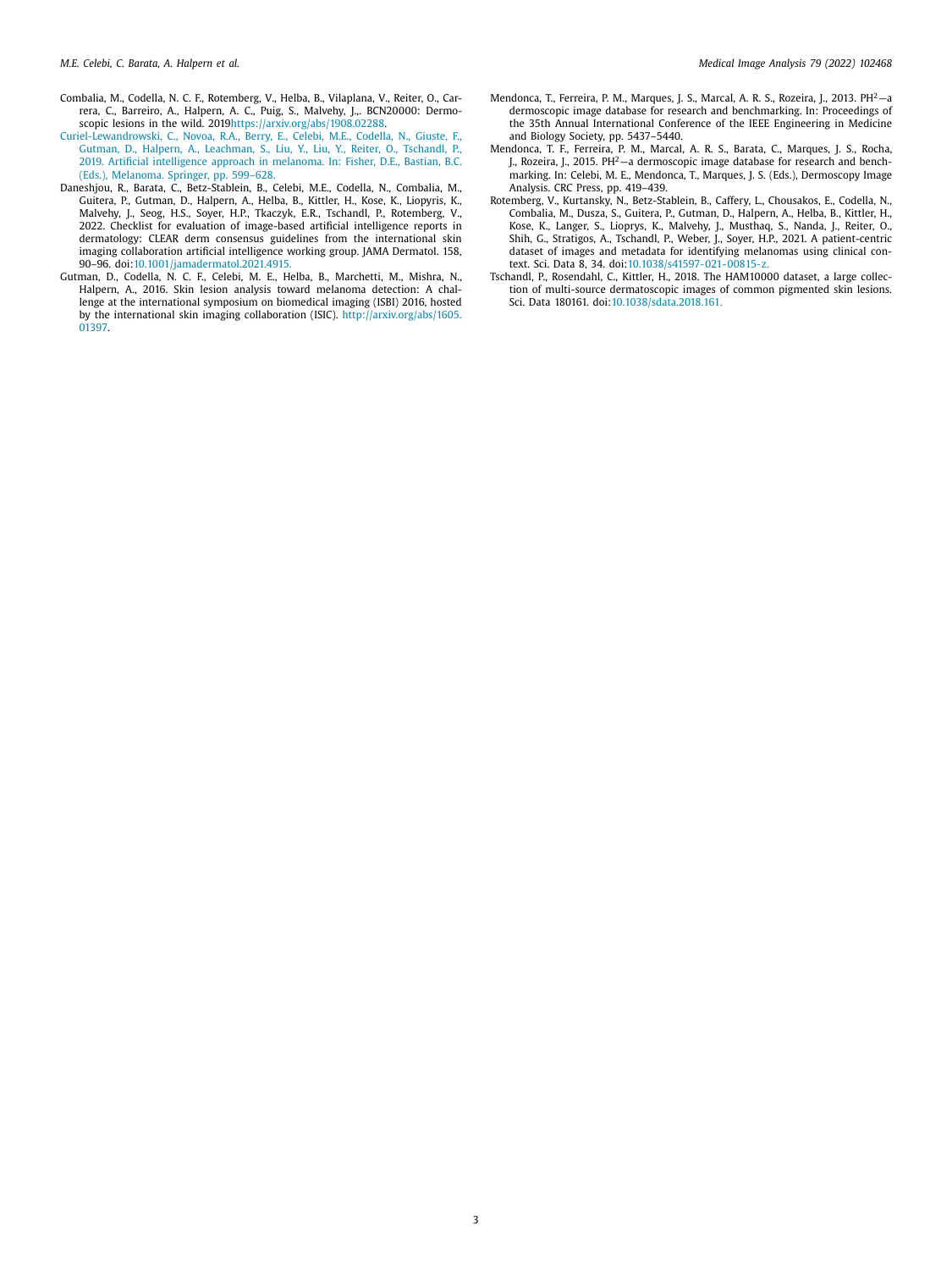Combalia, M., Codella, N. C. F., Rotemberg, V., Helba, B., Vilaplana, V., Reiter, O., Carrera, C., Barreiro, A., Halpern, A. C., Puig, S., Malvehy, J.,. BCN20000: Dermoscopic lesions in the wild. 2019https://arxiv.org/abs/1908.02288.

Curiel-Lewandrowski, C., Novoa, R.A., Berry, E., Celebi, M.E., Codella, N., Giuste, F., Gutman, D., Halpern, A., Leachman, S., Liu, Y., Liu, Y., Reiter, O., Tschandl, P., 2019. Artificial intelligence approach in melanoma. In: Fisher, D.E., Bastian, B.C. (Eds.), Melanoma. Springer, pp. 599–628.

Daneshjou, R., Barata, C., Betz-Stablein, B., Celebi, M.E., Codella, N., Combalia, M., Guitera, P., Gutman, D., Halpern, A., Helba, B., Kittler, H., Kose, K., Liopyris, K., Malvehy, J., Seog, H.S., Soyer, H.P., Tkaczyk, E.R., Tschandl, P., Rotemberg, V., 2022. Checklist for evaluation of image-based artificial intelligence reports in dermatology: CLEAR derm consensus guidelines from the international skin imaging collaboration artificial intelligence working group. JAMA Dermatol. 158, 90–96. doi:10.1001/jamadermatol.2021.4915.

Gutman, D., Codella, N. C. F., Celebi, M. E., Helba, B., Marchetti, M., Mishra, N., Halpern, A., 2016. Skin lesion analysis toward melanoma detection: A challenge at the international symposium on biomedical imaging (ISBI) 2016, hosted by the international skin imaging collaboration (ISIC). http://arxiv.org/abs/1605.01397.

Mendonca, T., Ferreira, P. M., Marques, J. S., Marcal, A. R. S., Rozeira, J., 2013. $PH^2$—a dermoscopic image database for research and benchmarking. In: Proceedings of the 35th Annual International Conference of the IEEE Engineering in Medicine and Biology Society, pp. 5437–5440.

Mendonca, T. F., Ferreira, P. M., Marcal, A. R. S., Barata, C., Marques, J. S., Rocha, J., Rozeira, J., 2015. $PH^2$—a dermoscopic image database for research and benchmarking. In: Celebi, M. E., Mendonca, T., Marques, J. S. (Eds.), Dermoscopy Image Analysis. CRC Press, pp. 419–439.

Rotemberg, V., Kurtansky, N., Betz-Stablein, B., Caffery, L., Chousakos, E., Codella, N., Combalia, M., Dusza, S., Guitera, P., Gutman, D., Halpern, A., Helba, B., Kittler, H., Kose, K., Langer, S., Lioprys, K., Malvehy, J., Musthaq, S., Nanda, J., Reiter, O., Shih, G., Stratigos, A., Tschandl, P., Weber, J., Soyer, H.P., 2021. A patient-centric dataset of images and metadata for identifying melanomas using clinical context. Sci. Data 8, 34. doi:10.1038/s41597-021-00815-z.

Tschandl, P., Rosendahl, C., Kittler, H., 2018. The HAM10000 dataset, a large collection of multi-source dermatoscopic images of common pigmented skin lesions. Sci. Data 180161. doi:10.1038/sdata.2018.161.